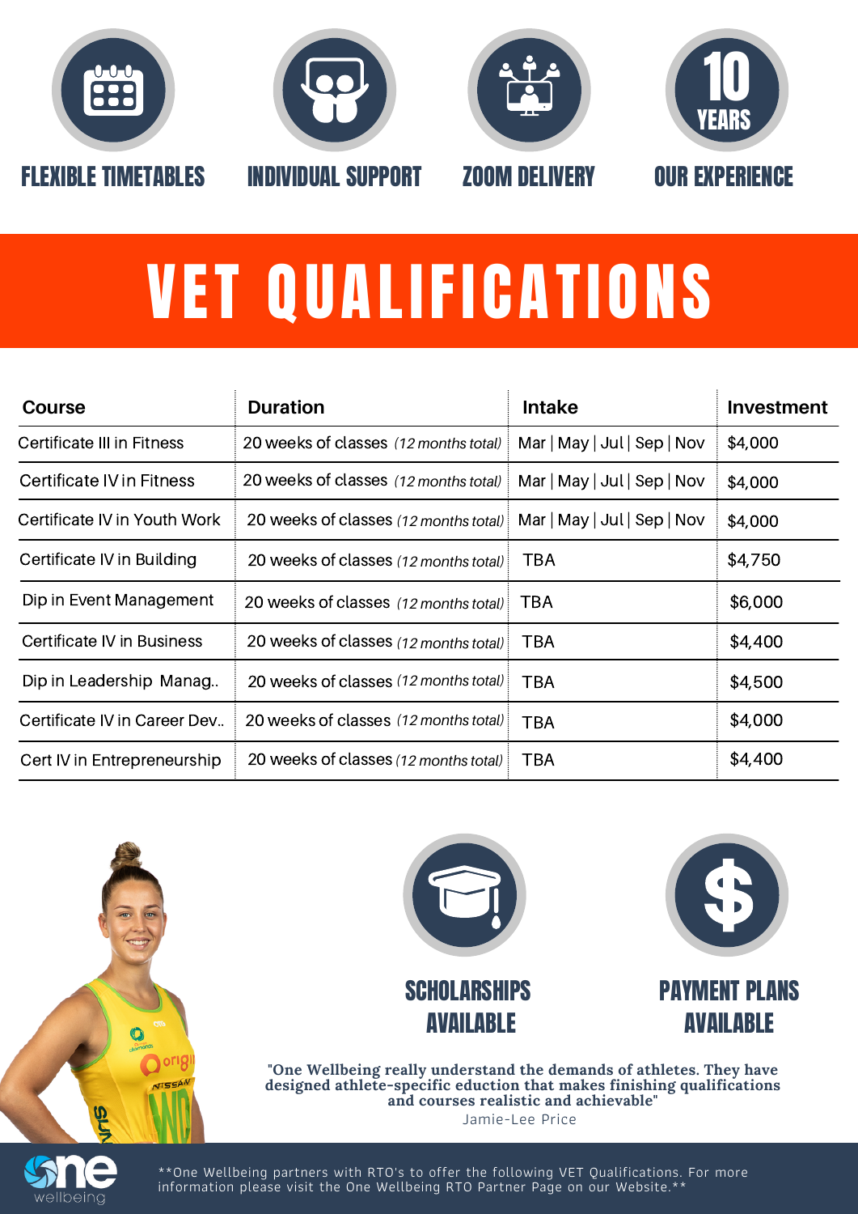FLEXIBLE TIMETABLES

INDIVIDUAL SUPPORT

ZOOM DELIVERY

10 YEARS OUR EXPERIENCE

# VET QUALIFICATIONS

| Course | Duration | Intake | Investment |
|---|---|---|---|
| Certificate III in Fitness | 20 weeks of classes *(12 months total)* | Mar \| May \| Jul \| Sep \| Nov | $4,000 |
| Certificate IV in Fitness | 20 weeks of classes *(12 months total)* | Mar \| May \| Jul \| Sep \| Nov | $4,000 |
| Certificate IV in Youth Work | 20 weeks of classes *(12 months total)* | Mar \| May \| Jul \| Sep \| Nov | $4,000 |
| Certificate IV in Building | 20 weeks of classes *(12 months total)* | TBA | $4,750 |
| Dip in Event Management | 20 weeks of classes *(12 months total)* | TBA | $6,000 |
| Certificate IV in Business | 20 weeks of classes *(12 months total)* | TBA | $4,400 |
| Dip in Leadership Manag.. | 20 weeks of classes *(12 months total)* | TBA | $4,500 |
| Certificate IV in Career Dev.. | 20 weeks of classes *(12 months total)* | TBA | $4,000 |
| Cert IV in Entrepreneurship | 20 weeks of classes *(12 months total)* | TBA | $4,400 |

SCHOLARSHIPS AVAILABLE

PAYMENT PLANS AVAILABLE

**"One Wellbeing really understand the demands of athletes. They have designed athlete-specific eduction that makes finishing qualifications and courses realistic and achievable"**

Jamie-Lee Price

one wellbeing

**One Wellbeing partners with RTO's to offer the following VET Qualifications. For more information please visit the One Wellbeing RTO Partner Page on our Website.**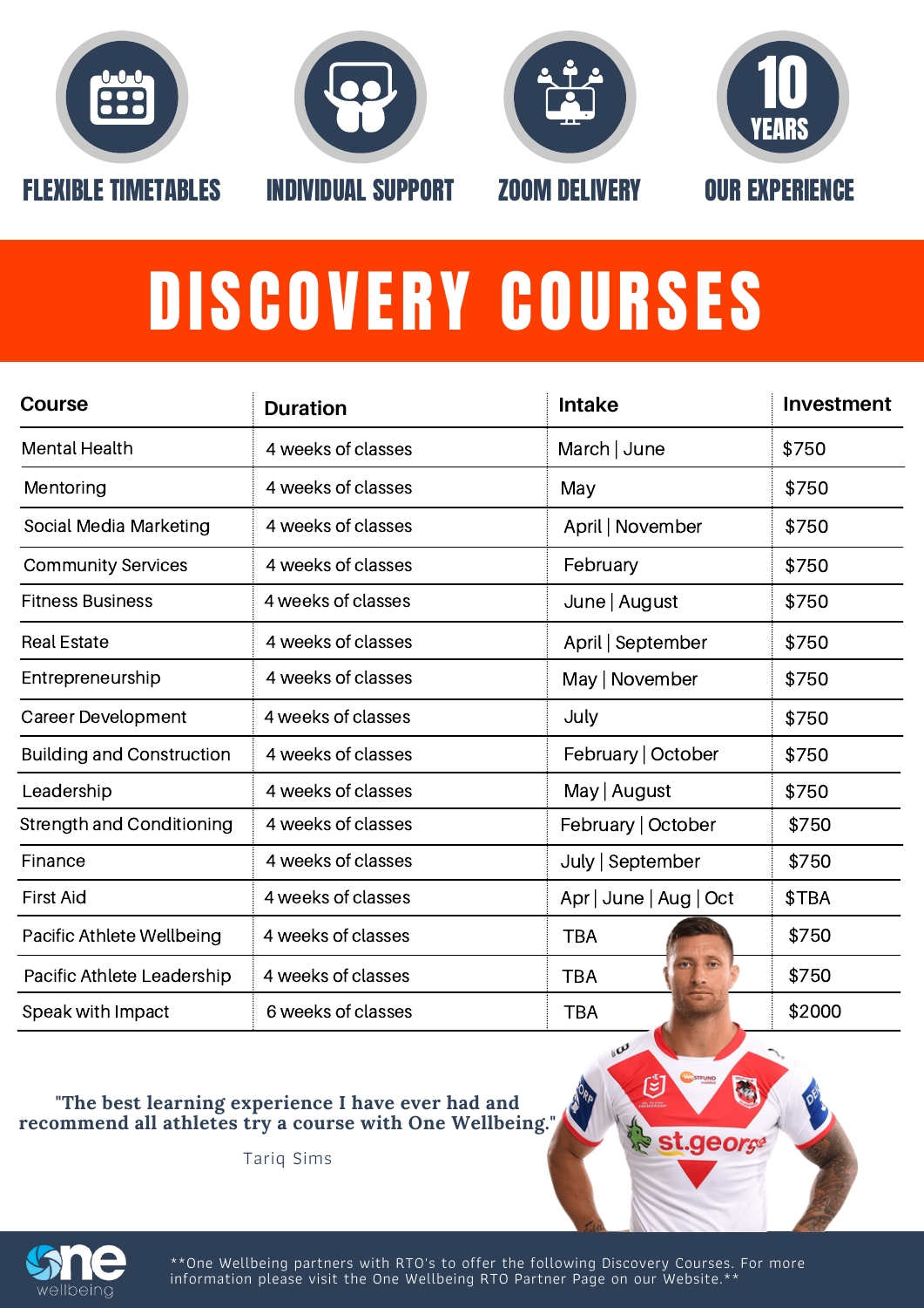FLEXIBLE TIMETABLES

INDIVIDUAL SUPPORT

ZOOM DELIVERY

10 YEARS

OUR EXPERIENCE

# DISCOVERY COURSES

| Course | Duration | Intake | Investment |
|---|---|---|---|
| Mental Health | 4 weeks of classes | March \| June | $750 |
| Mentoring | 4 weeks of classes | May | $750 |
| Social Media Marketing | 4 weeks of classes | April \| November | $750 |
| Community Services | 4 weeks of classes | February | $750 |
| Fitness Business | 4 weeks of classes | June \| August | $750 |
| Real Estate | 4 weeks of classes | April \| September | $750 |
| Entrepreneurship | 4 weeks of classes | May \| November | $750 |
| Career Development | 4 weeks of classes | July | $750 |
| Building and Construction | 4 weeks of classes | February \| October | $750 |
| Leadership | 4 weeks of classes | May \| August | $750 |
| Strength and Conditioning | 4 weeks of classes | February \| October | $750 |
| Finance | 4 weeks of classes | July \| September | $750 |
| First Aid | 4 weeks of classes | Apr \| June \| Aug \| Oct | $TBA |
| Pacific Athlete Wellbeing | 4 weeks of classes | TBA | $750 |
| Pacific Athlete Leadership | 4 weeks of classes | TBA | $750 |
| Speak with Impact | 6 weeks of classes | TBA | $2000 |

**"The best learning experience I have ever had and recommend all athletes try a course with One Wellbeing."**

Tariq Sims

one wellbeing

**One Wellbeing partners with RTO's to offer the following Discovery Courses. For more information please visit the One Wellbeing RTO Partner Page on our Website.**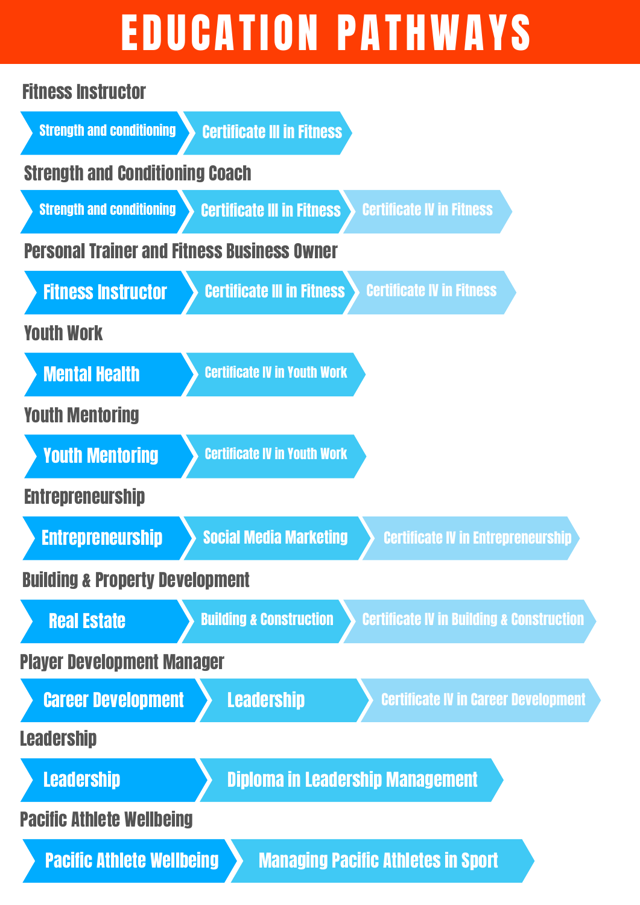# EDUCATION PATHWAYS

## Fitness Instructor

Strength and conditioning → Certificate III in Fitness

## Strength and Conditioning Coach

Strength and conditioning → Certificate III in Fitness → Certificate IV in Fitness

## Personal Trainer and Fitness Business Owner

Fitness Instructor → Certificate III in Fitness → Certificate IV in Fitness

## Youth Work

Mental Health → Certificate IV in Youth Work

## Youth Mentoring

Youth Mentoring → Certificate IV in Youth Work

## Entrepreneurship

Entrepreneurship → Social Media Marketing → Certificate IV in Entrepreneurship

## Building & Property Development

Real Estate → Building & Construction → Certificate IV in Building & Construction

## Player Development Manager

Career Development → Leadership → Certificate IV in Career Development

## Leadership

Leadership → Diploma in Leadership Management

## Pacific Athlete Wellbeing

Pacific Athlete Wellbeing → Managing Pacific Athletes in Sport